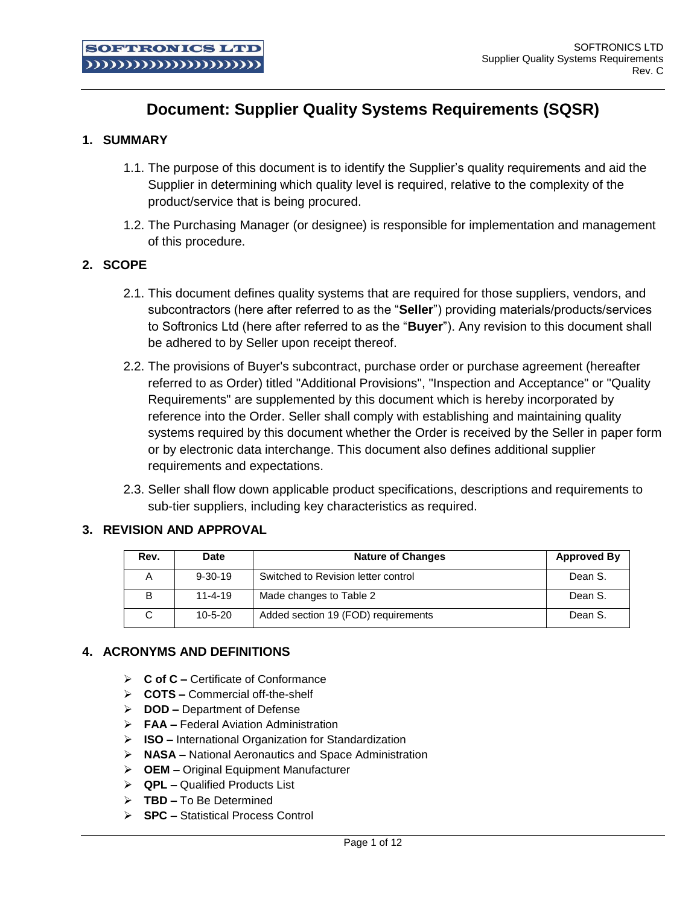# Document: Supplier Quality Systems Requirements (SQSR)

## 1. SUMMARY

1.1. The purpose of this document is to identify the Supplier's quality requirements and aid the Supplier in determining which quality level is required, relative to the complexity of the product/service that is being procured.

1.2. The Purchasing Manager (or designee) is responsible for implementation and management of this procedure.

## 2. SCOPE

2.1. This document defines quality systems that are required for those suppliers, vendors, and subcontractors (here after referred to as the "**Seller**") providing materials/products/services to Softronics Ltd (here after referred to as the "**Buyer**"). Any revision to this document shall be adhered to by Seller upon receipt thereof.

2.2. The provisions of Buyer's subcontract, purchase order or purchase agreement (hereafter referred to as Order) titled "Additional Provisions", "Inspection and Acceptance" or "Quality Requirements" are supplemented by this document which is hereby incorporated by reference into the Order. Seller shall comply with establishing and maintaining quality systems required by this document whether the Order is received by the Seller in paper form or by electronic data interchange. This document also defines additional supplier requirements and expectations.

2.3. Seller shall flow down applicable product specifications, descriptions and requirements to sub-tier suppliers, including key characteristics as required.

## 3. REVISION AND APPROVAL

| Rev. | Date | Nature of Changes | Approved By |
|---|---|---|---|
| A | 9-30-19 | Switched to Revision letter control | Dean S. |
| B | 11-4-19 | Made changes to Table 2 | Dean S. |
| C | 10-5-20 | Added section 19 (FOD) requirements | Dean S. |

## 4. ACRONYMS AND DEFINITIONS

- **C of C –** Certificate of Conformance
- **COTS –** Commercial off-the-shelf
- **DOD –** Department of Defense
- **FAA –** Federal Aviation Administration
- **ISO –** International Organization for Standardization
- **NASA –** National Aeronautics and Space Administration
- **OEM –** Original Equipment Manufacturer
- **QPL –** Qualified Products List
- **TBD –** To Be Determined
- **SPC –** Statistical Process Control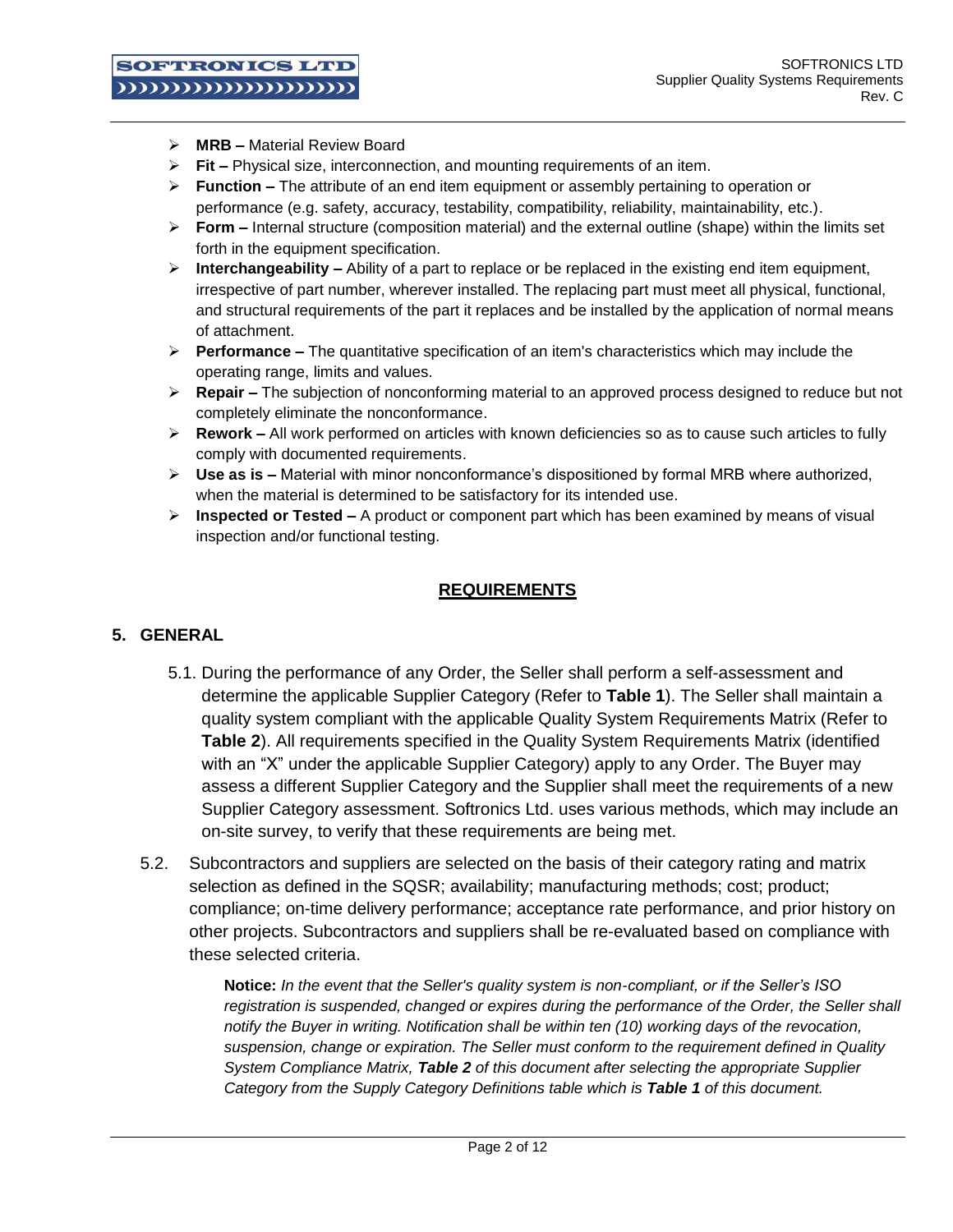- **MRB –** Material Review Board
- **Fit –** Physical size, interconnection, and mounting requirements of an item.
- **Function –** The attribute of an end item equipment or assembly pertaining to operation or performance (e.g. safety, accuracy, testability, compatibility, reliability, maintainability, etc.).
- **Form –** Internal structure (composition material) and the external outline (shape) within the limits set forth in the equipment specification.
- **Interchangeability –** Ability of a part to replace or be replaced in the existing end item equipment, irrespective of part number, wherever installed. The replacing part must meet all physical, functional, and structural requirements of the part it replaces and be installed by the application of normal means of attachment.
- **Performance –** The quantitative specification of an item's characteristics which may include the operating range, limits and values.
- **Repair –** The subjection of nonconforming material to an approved process designed to reduce but not completely eliminate the nonconformance.
- **Rework –** All work performed on articles with known deficiencies so as to cause such articles to fully comply with documented requirements.
- **Use as is –** Material with minor nonconformance's dispositioned by formal MRB where authorized, when the material is determined to be satisfactory for its intended use.
- **Inspected or Tested –** A product or component part which has been examined by means of visual inspection and/or functional testing.

## REQUIREMENTS

## 5. GENERAL

5.1. During the performance of any Order, the Seller shall perform a self-assessment and determine the applicable Supplier Category (Refer to **Table 1**). The Seller shall maintain a quality system compliant with the applicable Quality System Requirements Matrix (Refer to **Table 2**). All requirements specified in the Quality System Requirements Matrix (identified with an "X" under the applicable Supplier Category) apply to any Order. The Buyer may assess a different Supplier Category and the Supplier shall meet the requirements of a new Supplier Category assessment. Softronics Ltd. uses various methods, which may include an on-site survey, to verify that these requirements are being met.

5.2. Subcontractors and suppliers are selected on the basis of their category rating and matrix selection as defined in the SQSR; availability; manufacturing methods; cost; product; compliance; on-time delivery performance; acceptance rate performance, and prior history on other projects. Subcontractors and suppliers shall be re-evaluated based on compliance with these selected criteria.

> **Notice:** *In the event that the Seller's quality system is non-compliant, or if the Seller's ISO registration is suspended, changed or expires during the performance of the Order, the Seller shall notify the Buyer in writing. Notification shall be within ten (10) working days of the revocation, suspension, change or expiration. The Seller must conform to the requirement defined in Quality System Compliance Matrix,* ***Table 2*** *of this document after selecting the appropriate Supplier Category from the Supply Category Definitions table which is* ***Table 1*** *of this document.*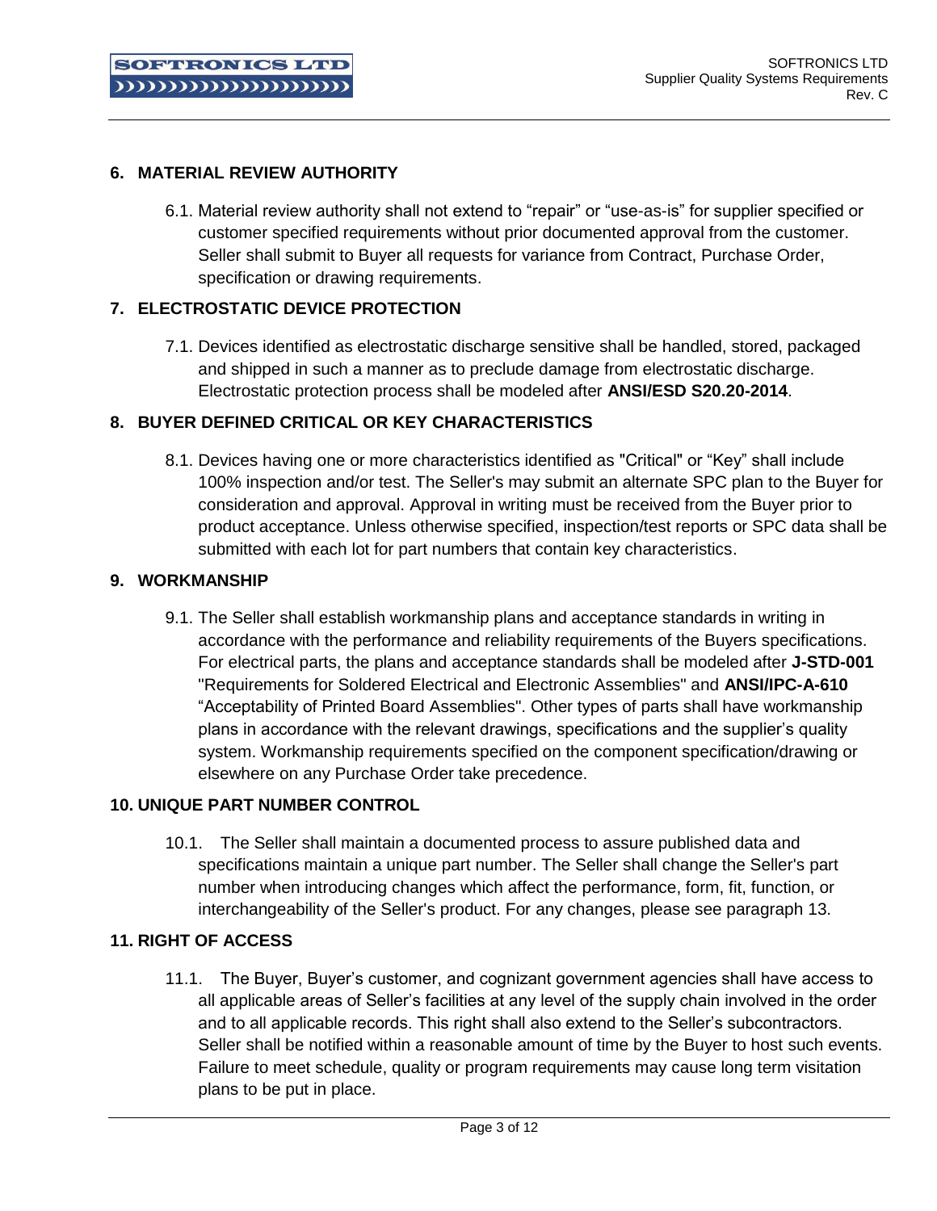## 6. MATERIAL REVIEW AUTHORITY

6.1. Material review authority shall not extend to "repair" or "use-as-is" for supplier specified or customer specified requirements without prior documented approval from the customer. Seller shall submit to Buyer all requests for variance from Contract, Purchase Order, specification or drawing requirements.

## 7. ELECTROSTATIC DEVICE PROTECTION

7.1. Devices identified as electrostatic discharge sensitive shall be handled, stored, packaged and shipped in such a manner as to preclude damage from electrostatic discharge. Electrostatic protection process shall be modeled after **ANSI/ESD S20.20-2014**.

## 8. BUYER DEFINED CRITICAL OR KEY CHARACTERISTICS

8.1. Devices having one or more characteristics identified as "Critical" or "Key" shall include 100% inspection and/or test. The Seller's may submit an alternate SPC plan to the Buyer for consideration and approval. Approval in writing must be received from the Buyer prior to product acceptance. Unless otherwise specified, inspection/test reports or SPC data shall be submitted with each lot for part numbers that contain key characteristics.

## 9. WORKMANSHIP

9.1. The Seller shall establish workmanship plans and acceptance standards in writing in accordance with the performance and reliability requirements of the Buyers specifications. For electrical parts, the plans and acceptance standards shall be modeled after **J-STD-001** "Requirements for Soldered Electrical and Electronic Assemblies" and **ANSI/IPC-A-610** "Acceptability of Printed Board Assemblies". Other types of parts shall have workmanship plans in accordance with the relevant drawings, specifications and the supplier's quality system. Workmanship requirements specified on the component specification/drawing or elsewhere on any Purchase Order take precedence.

## 10. UNIQUE PART NUMBER CONTROL

10.1. The Seller shall maintain a documented process to assure published data and specifications maintain a unique part number. The Seller shall change the Seller's part number when introducing changes which affect the performance, form, fit, function, or interchangeability of the Seller's product. For any changes, please see paragraph 13.

## 11. RIGHT OF ACCESS

11.1. The Buyer, Buyer's customer, and cognizant government agencies shall have access to all applicable areas of Seller's facilities at any level of the supply chain involved in the order and to all applicable records. This right shall also extend to the Seller's subcontractors. Seller shall be notified within a reasonable amount of time by the Buyer to host such events. Failure to meet schedule, quality or program requirements may cause long term visitation plans to be put in place.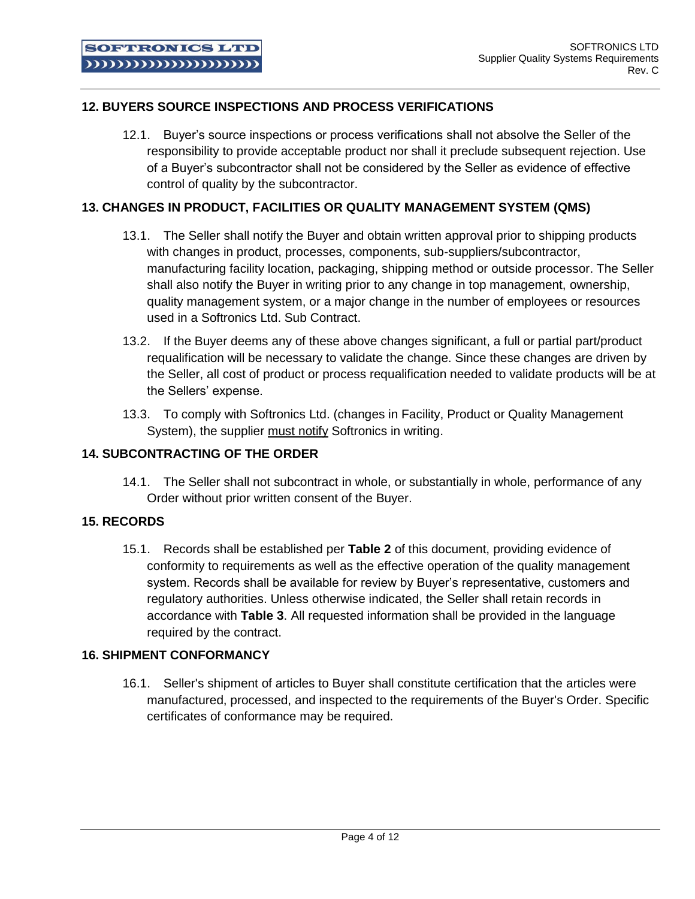## 12. BUYERS SOURCE INSPECTIONS AND PROCESS VERIFICATIONS

12.1. Buyer's source inspections or process verifications shall not absolve the Seller of the responsibility to provide acceptable product nor shall it preclude subsequent rejection. Use of a Buyer's subcontractor shall not be considered by the Seller as evidence of effective control of quality by the subcontractor.

## 13. CHANGES IN PRODUCT, FACILITIES OR QUALITY MANAGEMENT SYSTEM (QMS)

13.1. The Seller shall notify the Buyer and obtain written approval prior to shipping products with changes in product, processes, components, sub-suppliers/subcontractor, manufacturing facility location, packaging, shipping method or outside processor. The Seller shall also notify the Buyer in writing prior to any change in top management, ownership, quality management system, or a major change in the number of employees or resources used in a Softronics Ltd. Sub Contract.

13.2. If the Buyer deems any of these above changes significant, a full or partial part/product requalification will be necessary to validate the change. Since these changes are driven by the Seller, all cost of product or process requalification needed to validate products will be at the Sellers' expense.

13.3. To comply with Softronics Ltd. (changes in Facility, Product or Quality Management System), the supplier must notify Softronics in writing.

## 14. SUBCONTRACTING OF THE ORDER

14.1. The Seller shall not subcontract in whole, or substantially in whole, performance of any Order without prior written consent of the Buyer.

## 15. RECORDS

15.1. Records shall be established per **Table 2** of this document, providing evidence of conformity to requirements as well as the effective operation of the quality management system. Records shall be available for review by Buyer's representative, customers and regulatory authorities. Unless otherwise indicated, the Seller shall retain records in accordance with **Table 3**. All requested information shall be provided in the language required by the contract.

## 16. SHIPMENT CONFORMANCY

16.1. Seller's shipment of articles to Buyer shall constitute certification that the articles were manufactured, processed, and inspected to the requirements of the Buyer's Order. Specific certificates of conformance may be required.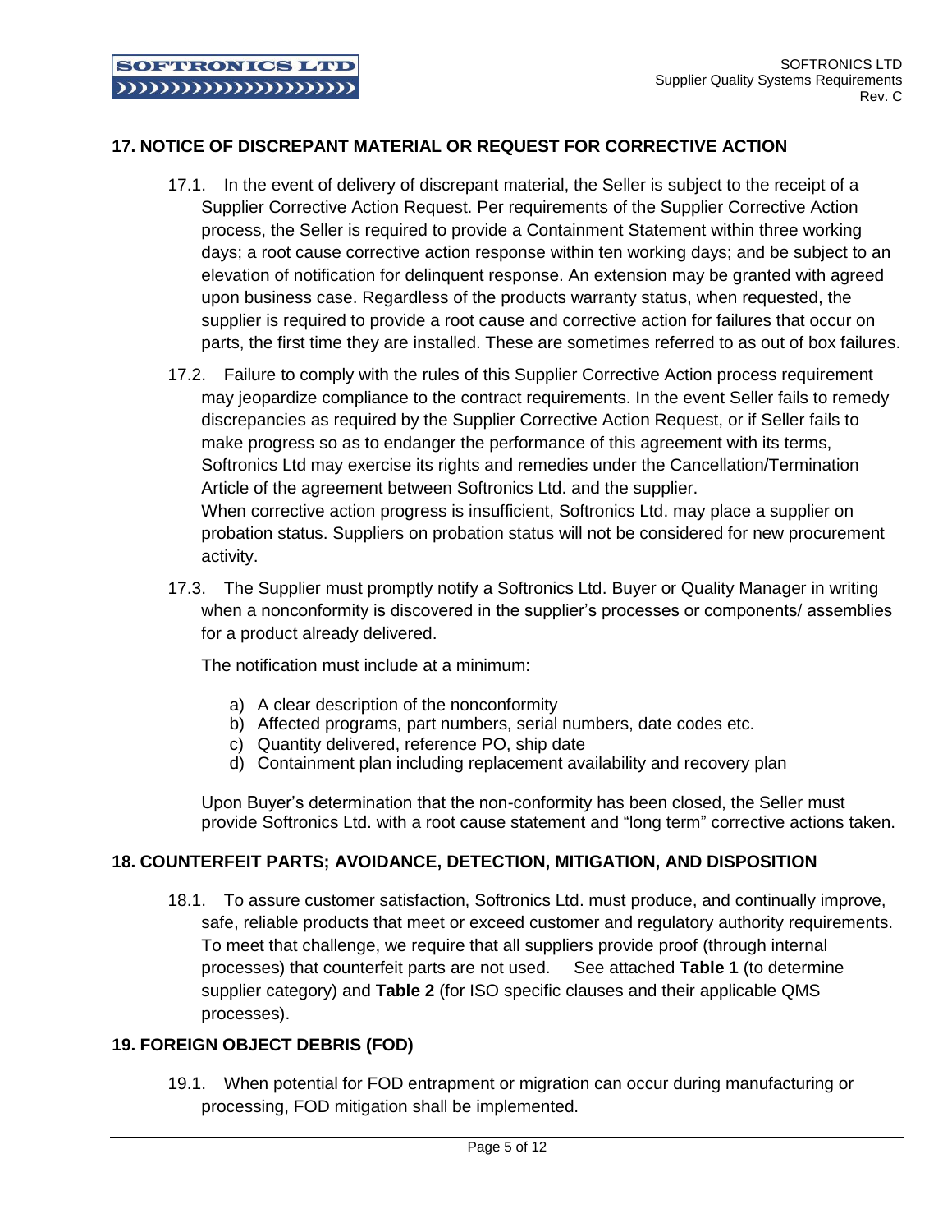## 17. NOTICE OF DISCREPANT MATERIAL OR REQUEST FOR CORRECTIVE ACTION

17.1. In the event of delivery of discrepant material, the Seller is subject to the receipt of a Supplier Corrective Action Request. Per requirements of the Supplier Corrective Action process, the Seller is required to provide a Containment Statement within three working days; a root cause corrective action response within ten working days; and be subject to an elevation of notification for delinquent response. An extension may be granted with agreed upon business case. Regardless of the products warranty status, when requested, the supplier is required to provide a root cause and corrective action for failures that occur on parts, the first time they are installed. These are sometimes referred to as out of box failures.

17.2. Failure to comply with the rules of this Supplier Corrective Action process requirement may jeopardize compliance to the contract requirements. In the event Seller fails to remedy discrepancies as required by the Supplier Corrective Action Request, or if Seller fails to make progress so as to endanger the performance of this agreement with its terms, Softronics Ltd may exercise its rights and remedies under the Cancellation/Termination Article of the agreement between Softronics Ltd. and the supplier.
When corrective action progress is insufficient, Softronics Ltd. may place a supplier on probation status. Suppliers on probation status will not be considered for new procurement activity.

17.3. The Supplier must promptly notify a Softronics Ltd. Buyer or Quality Manager in writing when a nonconformity is discovered in the supplier's processes or components/ assemblies for a product already delivered.

The notification must include at a minimum:

a) A clear description of the nonconformity
b) Affected programs, part numbers, serial numbers, date codes etc.
c) Quantity delivered, reference PO, ship date
d) Containment plan including replacement availability and recovery plan

Upon Buyer's determination that the non-conformity has been closed, the Seller must provide Softronics Ltd. with a root cause statement and "long term" corrective actions taken.

## 18. COUNTERFEIT PARTS; AVOIDANCE, DETECTION, MITIGATION, AND DISPOSITION

18.1. To assure customer satisfaction, Softronics Ltd. must produce, and continually improve, safe, reliable products that meet or exceed customer and regulatory authority requirements. To meet that challenge, we require that all suppliers provide proof (through internal processes) that counterfeit parts are not used. See attached **Table 1** (to determine supplier category) and **Table 2** (for ISO specific clauses and their applicable QMS processes).

## 19. FOREIGN OBJECT DEBRIS (FOD)

19.1. When potential for FOD entrapment or migration can occur during manufacturing or processing, FOD mitigation shall be implemented.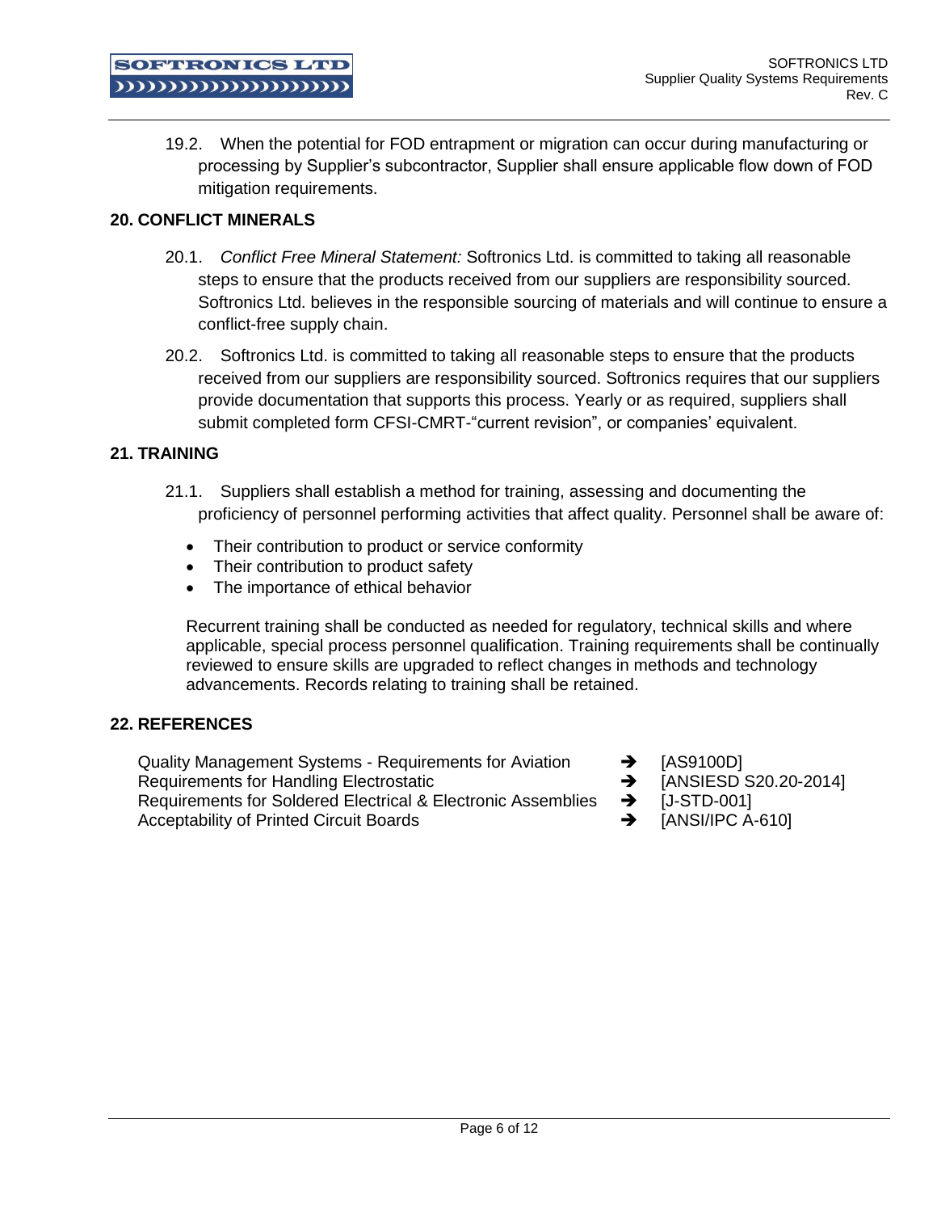19.2. When the potential for FOD entrapment or migration can occur during manufacturing or processing by Supplier's subcontractor, Supplier shall ensure applicable flow down of FOD mitigation requirements.

## 20. CONFLICT MINERALS

20.1. *Conflict Free Mineral Statement:* Softronics Ltd. is committed to taking all reasonable steps to ensure that the products received from our suppliers are responsibility sourced. Softronics Ltd. believes in the responsible sourcing of materials and will continue to ensure a conflict-free supply chain.

20.2. Softronics Ltd. is committed to taking all reasonable steps to ensure that the products received from our suppliers are responsibility sourced. Softronics requires that our suppliers provide documentation that supports this process. Yearly or as required, suppliers shall submit completed form CFSI-CMRT-"current revision", or companies' equivalent.

## 21. TRAINING

21.1. Suppliers shall establish a method for training, assessing and documenting the proficiency of personnel performing activities that affect quality. Personnel shall be aware of:

- Their contribution to product or service conformity
- Their contribution to product safety
- The importance of ethical behavior

Recurrent training shall be conducted as needed for regulatory, technical skills and where applicable, special process personnel qualification. Training requirements shall be continually reviewed to ensure skills are upgraded to reflect changes in methods and technology advancements. Records relating to training shall be retained.

## 22. REFERENCES

Quality Management Systems - Requirements for Aviation ➔ [AS9100D]
Requirements for Handling Electrostatic ➔ [ANSIESD S20.20-2014]
Requirements for Soldered Electrical & Electronic Assemblies ➔ [J-STD-001]
Acceptability of Printed Circuit Boards ➔ [ANSI/IPC A-610]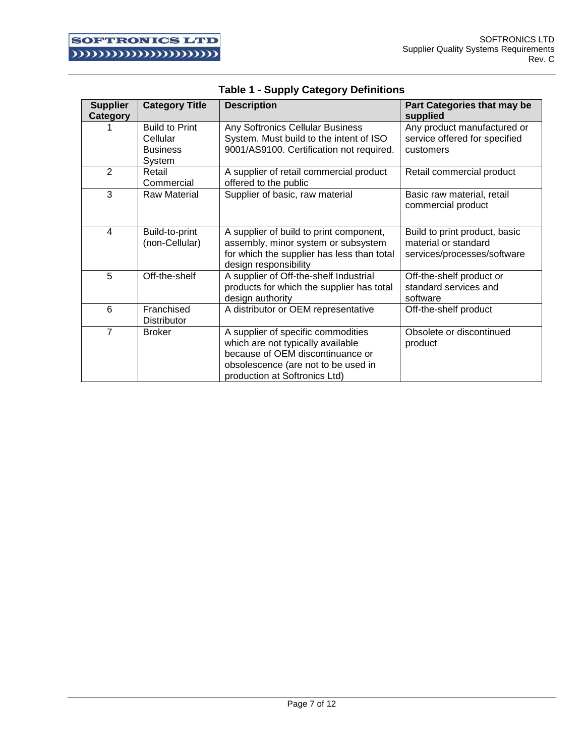**Table 1 - Supply Category Definitions**

| Supplier Category | Category Title | Description | Part Categories that may be supplied |
|---|---|---|---|
| 1 | Build to Print Cellular Business System | Any Softronics Cellular Business System. Must build to the intent of ISO 9001/AS9100. Certification not required. | Any product manufactured or service offered for specified customers |
| 2 | Retail Commercial | A supplier of retail commercial product offered to the public | Retail commercial product |
| 3 | Raw Material | Supplier of basic, raw material | Basic raw material, retail commercial product |
| 4 | Build-to-print (non-Cellular) | A supplier of build to print component, assembly, minor system or subsystem for which the supplier has less than total design responsibility | Build to print product, basic material or standard services/processes/software |
| 5 | Off-the-shelf | A supplier of Off-the-shelf Industrial products for which the supplier has total design authority | Off-the-shelf product or standard services and software |
| 6 | Franchised Distributor | A distributor or OEM representative | Off-the-shelf product |
| 7 | Broker | A supplier of specific commodities which are not typically available because of OEM discontinuance or obsolescence (are not to be used in production at Softronics Ltd) | Obsolete or discontinued product |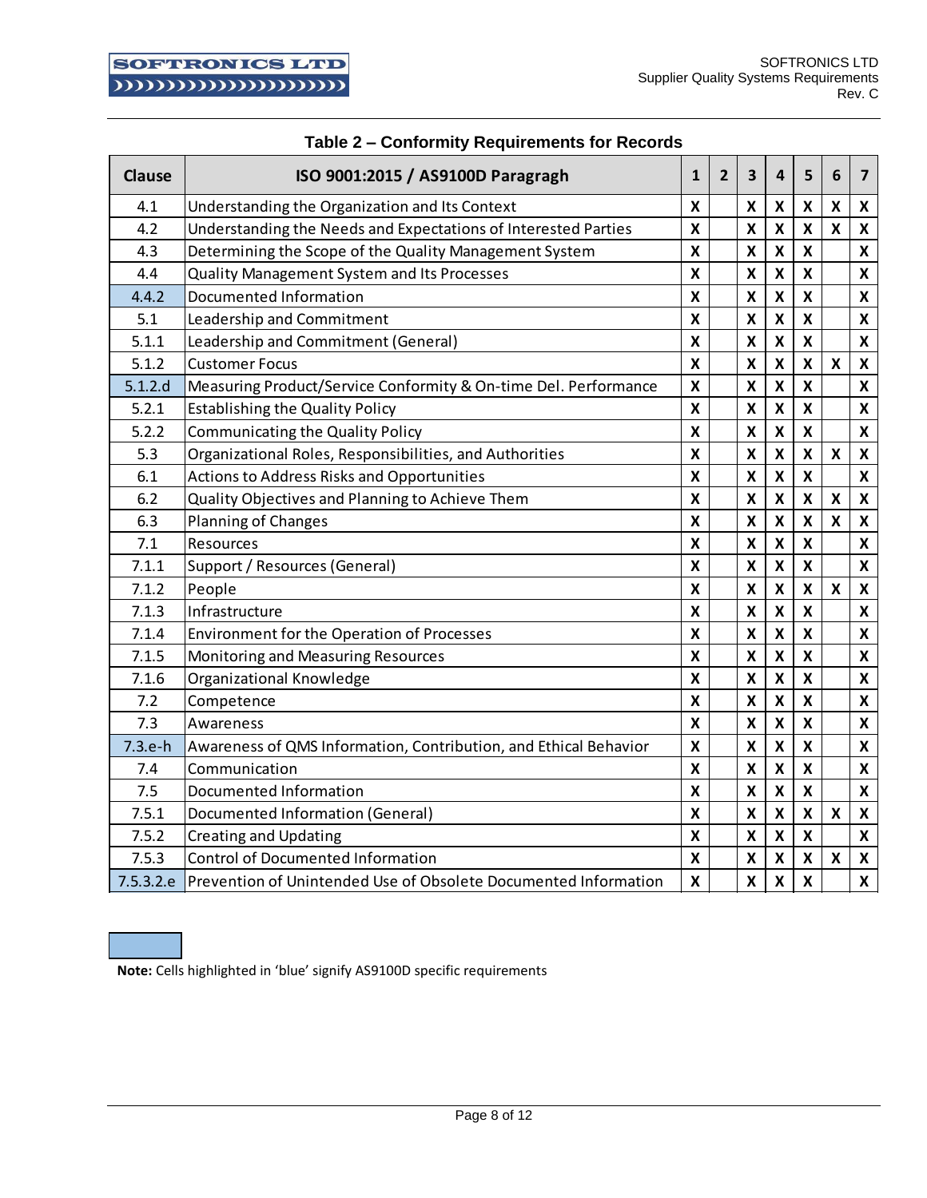**Table 2 – Conformity Requirements for Records**

| Clause | ISO 9001:2015 / AS9100D Paragragh | 1 | 2 | 3 | 4 | 5 | 6 | 7 |
|---|---|---|---|---|---|---|---|---|
| 4.1 | Understanding the Organization and Its Context | X | | X | X | X | X | X |
| 4.2 | Understanding the Needs and Expectations of Interested Parties | X | | X | X | X | X | X |
| 4.3 | Determining the Scope of the Quality Management System | X | | X | X | X | | X |
| 4.4 | Quality Management System and Its Processes | X | | X | X | X | | X |
| 4.4.2 | Documented Information | X | | X | X | X | | X |
| 5.1 | Leadership and Commitment | X | | X | X | X | | X |
| 5.1.1 | Leadership and Commitment (General) | X | | X | X | X | | X |
| 5.1.2 | Customer Focus | X | | X | X | X | X | X |
| 5.1.2.d | Measuring Product/Service Conformity & On-time Del. Performance | X | | X | X | X | | X |
| 5.2.1 | Establishing the Quality Policy | X | | X | X | X | | X |
| 5.2.2 | Communicating the Quality Policy | X | | X | X | X | | X |
| 5.3 | Organizational Roles, Responsibilities, and Authorities | X | | X | X | X | X | X |
| 6.1 | Actions to Address Risks and Opportunities | X | | X | X | X | | X |
| 6.2 | Quality Objectives and Planning to Achieve Them | X | | X | X | X | X | X |
| 6.3 | Planning of Changes | X | | X | X | X | X | X |
| 7.1 | Resources | X | | X | X | X | | X |
| 7.1.1 | Support / Resources (General) | X | | X | X | X | | X |
| 7.1.2 | People | X | | X | X | X | X | X |
| 7.1.3 | Infrastructure | X | | X | X | X | | X |
| 7.1.4 | Environment for the Operation of Processes | X | | X | X | X | | X |
| 7.1.5 | Monitoring and Measuring Resources | X | | X | X | X | | X |
| 7.1.6 | Organizational Knowledge | X | | X | X | X | | X |
| 7.2 | Competence | X | | X | X | X | | X |
| 7.3 | Awareness | X | | X | X | X | | X |
| 7.3.e-h | Awareness of QMS Information, Contribution, and Ethical Behavior | X | | X | X | X | | X |
| 7.4 | Communication | X | | X | X | X | | X |
| 7.5 | Documented Information | X | | X | X | X | | X |
| 7.5.1 | Documented Information (General) | X | | X | X | X | X | X |
| 7.5.2 | Creating and Updating | X | | X | X | X | | X |
| 7.5.3 | Control of Documented Information | X | | X | X | X | X | X |
| 7.5.3.2.e | Prevention of Unintended Use of Obsolete Documented Information | X | | X | X | X | | X |

**Note:** Cells highlighted in 'blue' signify AS9100D specific requirements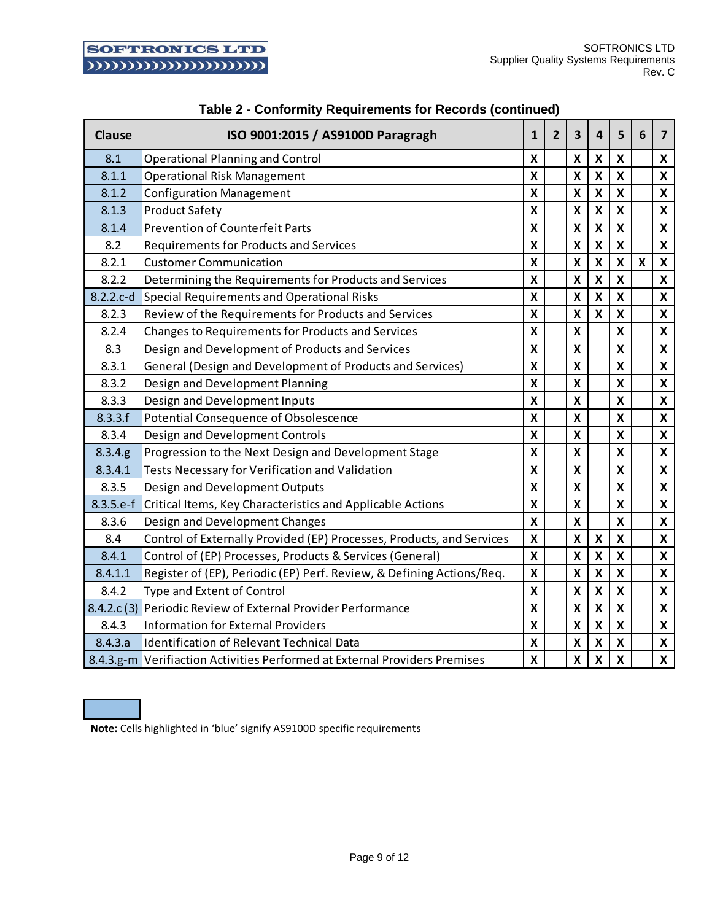**Table 2 - Conformity Requirements for Records (continued)**

| Clause | ISO 9001:2015 / AS9100D Paragragh | 1 | 2 | 3 | 4 | 5 | 6 | 7 |
|---|---|---|---|---|---|---|---|---|
| 8.1 | Operational Planning and Control | X | | X | X | X | | X |
| 8.1.1 | Operational Risk Management | X | | X | X | X | | X |
| 8.1.2 | Configuration Management | X | | X | X | X | | X |
| 8.1.3 | Product Safety | X | | X | X | X | | X |
| 8.1.4 | Prevention of Counterfeit Parts | X | | X | X | X | | X |
| 8.2 | Requirements for Products and Services | X | | X | X | X | | X |
| 8.2.1 | Customer Communication | X | | X | X | X | X | X |
| 8.2.2 | Determining the Requirements for Products and Services | X | | X | X | X | | X |
| 8.2.2.c-d | Special Requirements and Operational Risks | X | | X | X | X | | X |
| 8.2.3 | Review of the Requirements for Products and Services | X | | X | X | X | | X |
| 8.2.4 | Changes to Requirements for Products and Services | X | | X | | X | | X |
| 8.3 | Design and Development of Products and Services | X | | X | | X | | X |
| 8.3.1 | General (Design and Development of Products and Services) | X | | X | | X | | X |
| 8.3.2 | Design and Development Planning | X | | X | | X | | X |
| 8.3.3 | Design and Development Inputs | X | | X | | X | | X |
| 8.3.3.f | Potential Consequence of Obsolescence | X | | X | | X | | X |
| 8.3.4 | Design and Development Controls | X | | X | | X | | X |
| 8.3.4.g | Progression to the Next Design and Development Stage | X | | X | | X | | X |
| 8.3.4.1 | Tests Necessary for Verification and Validation | X | | X | | X | | X |
| 8.3.5 | Design and Development Outputs | X | | X | | X | | X |
| 8.3.5.e-f | Critical Items, Key Characteristics and Applicable Actions | X | | X | | X | | X |
| 8.3.6 | Design and Development Changes | X | | X | | X | | X |
| 8.4 | Control of Externally Provided (EP) Processes, Products, and Services | X | | X | X | X | | X |
| 8.4.1 | Control of (EP) Processes, Products & Services (General) | X | | X | X | X | | X |
| 8.4.1.1 | Register of (EP), Periodic (EP) Perf. Review, & Defining Actions/Req. | X | | X | X | X | | X |
| 8.4.2 | Type and Extent of Control | X | | X | X | X | | X |
| 8.4.2.c (3) | Periodic Review of External Provider Performance | X | | X | X | X | | X |
| 8.4.3 | Information for External Providers | X | | X | X | X | | X |
| 8.4.3.a | Identification of Relevant Technical Data | X | | X | X | X | | X |
| 8.4.3.g-m | Verifiaction Activities Performed at External Providers Premises | X | | X | X | X | | X |

**Note:** Cells highlighted in 'blue' signify AS9100D specific requirements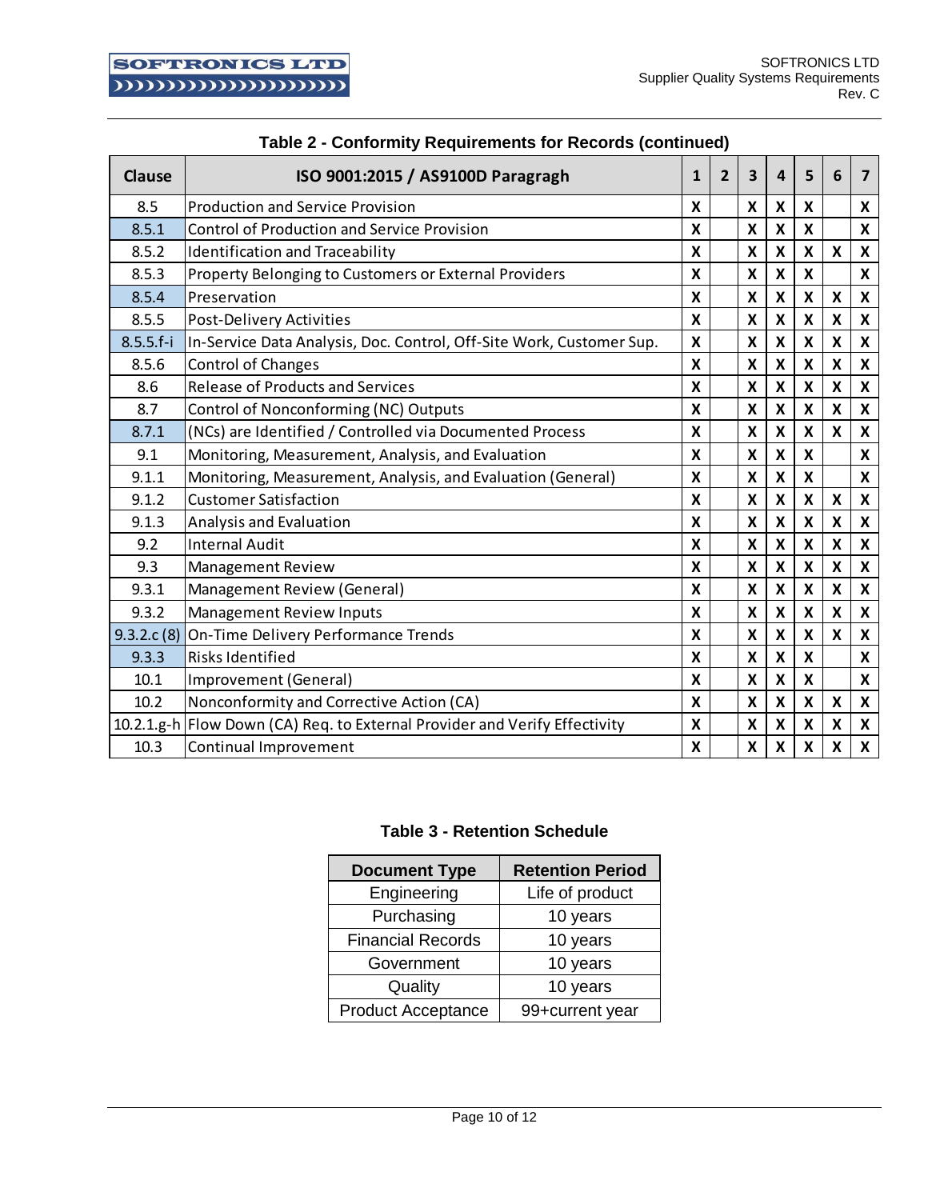**Table 2 - Conformity Requirements for Records (continued)**

| Clause | ISO 9001:2015 / AS9100D Paragragh | 1 | 2 | 3 | 4 | 5 | 6 | 7 |
|---|---|---|---|---|---|---|---|---|
| 8.5 | Production and Service Provision | X | | X | X | X | | X |
| 8.5.1 | Control of Production and Service Provision | X | | X | X | X | | X |
| 8.5.2 | Identification and Traceability | X | | X | X | X | X | X |
| 8.5.3 | Property Belonging to Customers or External Providers | X | | X | X | X | | X |
| 8.5.4 | Preservation | X | | X | X | X | X | X |
| 8.5.5 | Post-Delivery Activities | X | | X | X | X | X | X |
| 8.5.5.f-i | In-Service Data Analysis, Doc. Control, Off-Site Work, Customer Sup. | X | | X | X | X | X | X |
| 8.5.6 | Control of Changes | X | | X | X | X | X | X |
| 8.6 | Release of Products and Services | X | | X | X | X | X | X |
| 8.7 | Control of Nonconforming (NC) Outputs | X | | X | X | X | X | X |
| 8.7.1 | (NCs) are Identified / Controlled via Documented Process | X | | X | X | X | X | X |
| 9.1 | Monitoring, Measurement, Analysis, and Evaluation | X | | X | X | X | | X |
| 9.1.1 | Monitoring, Measurement, Analysis, and Evaluation (General) | X | | X | X | X | | X |
| 9.1.2 | Customer Satisfaction | X | | X | X | X | X | X |
| 9.1.3 | Analysis and Evaluation | X | | X | X | X | X | X |
| 9.2 | Internal Audit | X | | X | X | X | X | X |
| 9.3 | Management Review | X | | X | X | X | X | X |
| 9.3.1 | Management Review (General) | X | | X | X | X | X | X |
| 9.3.2 | Management Review Inputs | X | | X | X | X | X | X |
| 9.3.2.c (8) | On-Time Delivery Performance Trends | X | | X | X | X | X | X |
| 9.3.3 | Risks Identified | X | | X | X | X | | X |
| 10.1 | Improvement (General) | X | | X | X | X | | X |
| 10.2 | Nonconformity and Corrective Action (CA) | X | | X | X | X | X | X |
| 10.2.1.g-h | Flow Down (CA) Req. to External Provider and Verify Effectivity | X | | X | X | X | X | X |
| 10.3 | Continual Improvement | X | | X | X | X | X | X |

**Table 3 - Retention Schedule**

| Document Type | Retention Period |
|---|---|
| Engineering | Life of product |
| Purchasing | 10 years |
| Financial Records | 10 years |
| Government | 10 years |
| Quality | 10 years |
| Product Acceptance | 99+current year |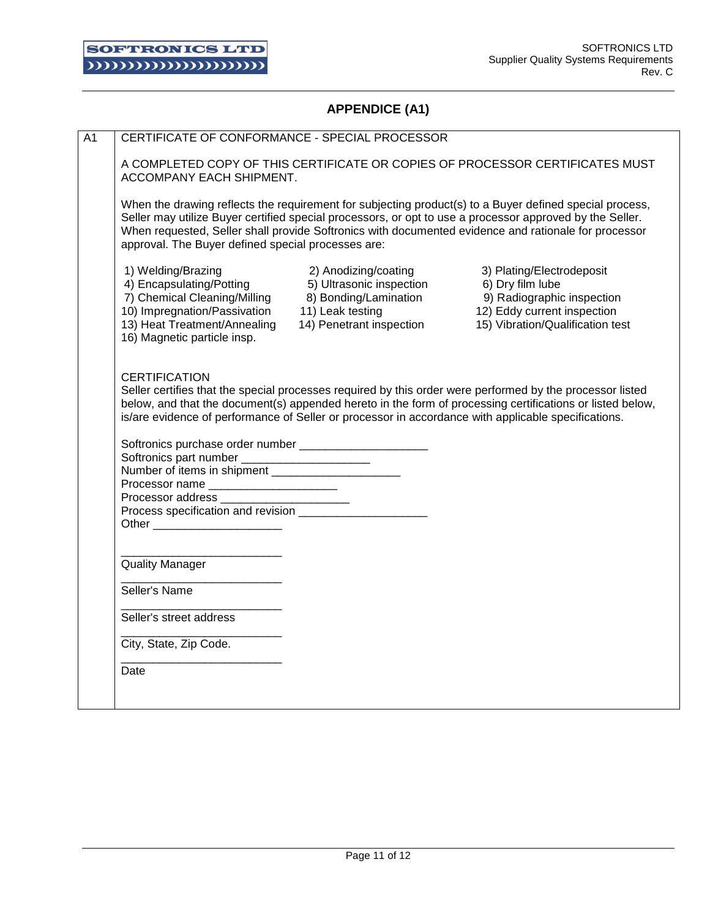# APPENDICE (A1)

**A1** CERTIFICATE OF CONFORMANCE - SPECIAL PROCESSOR

A COMPLETED COPY OF THIS CERTIFICATE OR COPIES OF PROCESSOR CERTIFICATES MUST ACCOMPANY EACH SHIPMENT.

When the drawing reflects the requirement for subjecting product(s) to a Buyer defined special process, Seller may utilize Buyer certified special processors, or opt to use a processor approved by the Seller. When requested, Seller shall provide Softronics with documented evidence and rationale for processor approval. The Buyer defined special processes are:

1) Welding/Brazing
2) Anodizing/coating
3) Plating/Electrodeposit
4) Encapsulating/Potting
5) Ultrasonic inspection
6) Dry film lube
7) Chemical Cleaning/Milling
8) Bonding/Lamination
9) Radiographic inspection
10) Impregnation/Passivation
11) Leak testing
12) Eddy current inspection
13) Heat Treatment/Annealing
14) Penetrant inspection
15) Vibration/Qualification test
16) Magnetic particle insp.

CERTIFICATION

Seller certifies that the special processes required by this order were performed by the processor listed below, and that the document(s) appended hereto in the form of processing certifications or listed below, is/are evidence of performance of Seller or processor in accordance with applicable specifications.

Softronics purchase order number ____________________

Softronics part number ____________________

Number of items in shipment ____________________

Processor name ____________________

Processor address ____________________

Process specification and revision ____________________

Other ____________________

_________________________

Quality Manager

_________________________

Seller's Name

_________________________

Seller's street address

_________________________

City, State, Zip Code.

_________________________

Date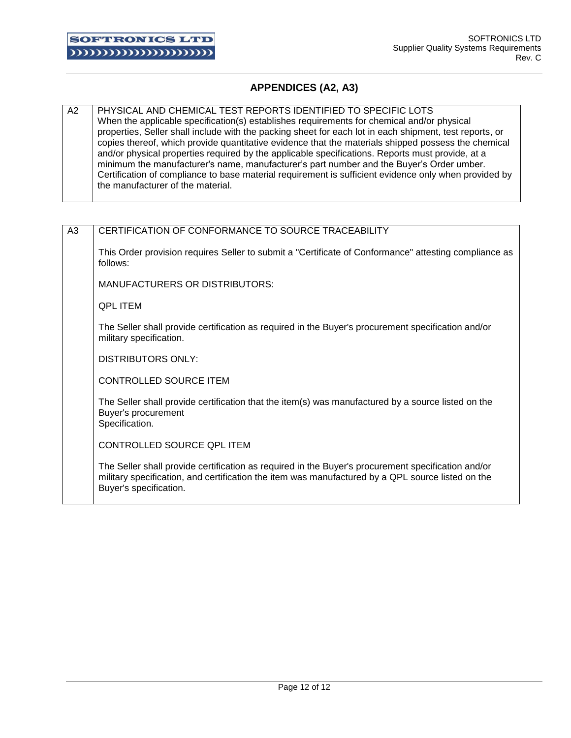## APPENDICES (A2, A3)

| | |
|---|---|
| A2 | PHYSICAL AND CHEMICAL TEST REPORTS IDENTIFIED TO SPECIFIC LOTS<br>When the applicable specification(s) establishes requirements for chemical and/or physical properties, Seller shall include with the packing sheet for each lot in each shipment, test reports, or copies thereof, which provide quantitative evidence that the materials shipped possess the chemical and/or physical properties required by the applicable specifications. Reports must provide, at a minimum the manufacturer's name, manufacturer's part number and the Buyer's Order umber. Certification of compliance to base material requirement is sufficient evidence only when provided by the manufacturer of the material. |

| | |
|---|---|
| A3 | CERTIFICATION OF CONFORMANCE TO SOURCE TRACEABILITY<br><br>This Order provision requires Seller to submit a "Certificate of Conformance" attesting compliance as follows:<br><br>MANUFACTURERS OR DISTRIBUTORS:<br><br>QPL ITEM<br><br>The Seller shall provide certification as required in the Buyer's procurement specification and/or military specification.<br><br>DISTRIBUTORS ONLY:<br><br>CONTROLLED SOURCE ITEM<br><br>The Seller shall provide certification that the item(s) was manufactured by a source listed on the Buyer's procurement Specification.<br><br>CONTROLLED SOURCE QPL ITEM<br><br>The Seller shall provide certification as required in the Buyer's procurement specification and/or military specification, and certification the item was manufactured by a QPL source listed on the Buyer's specification. |